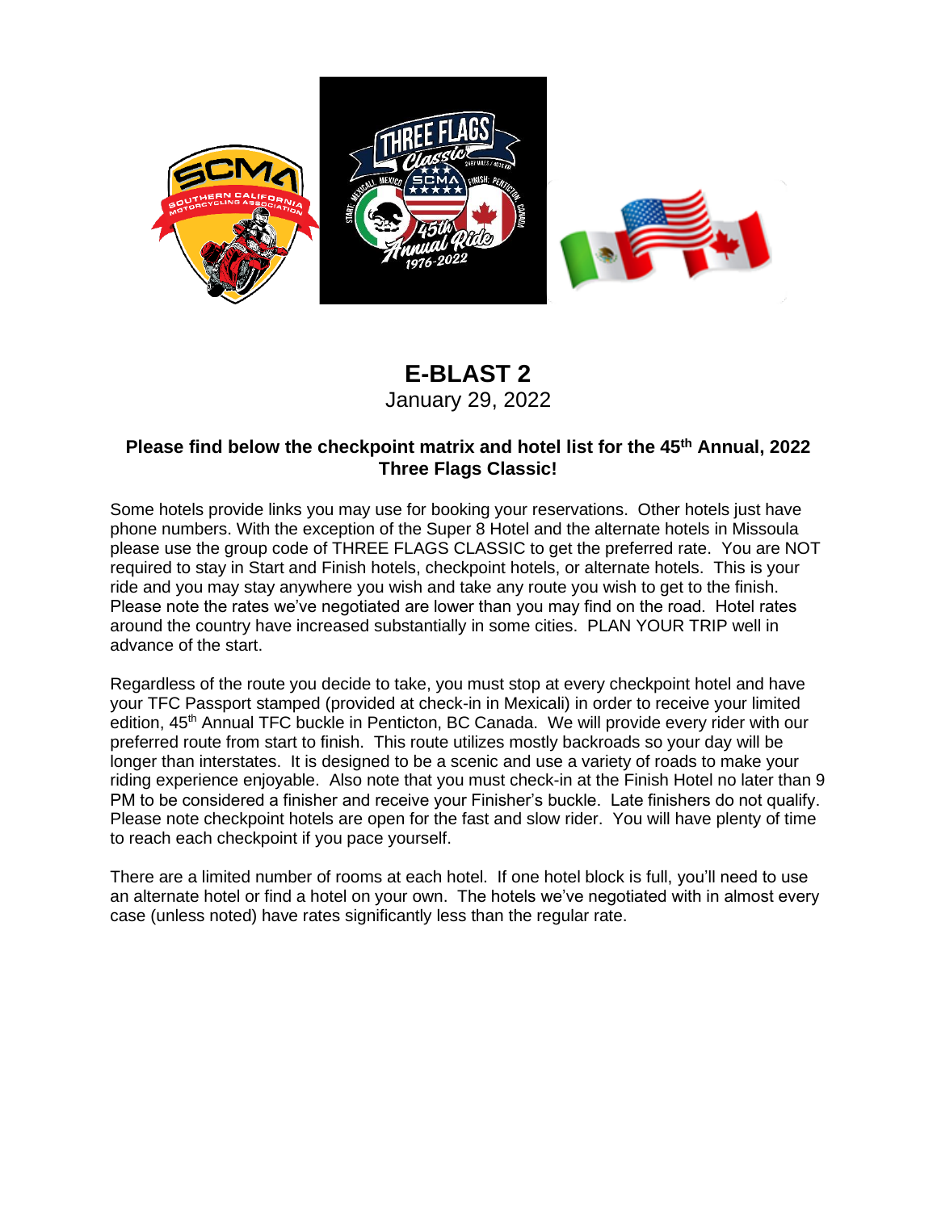# E-BLAST 2

January 29, 2022

**Please find below the checkpoint matrix and hotel list for the 45th Annual, 2022 Three Flags Classic!**

Some hotels provide links you may use for booking your reservations. Other hotels just have phone numbers. With the exception of the Super 8 Hotel and the alternate hotels in Missoula please use the group code of THREE FLAGS CLASSIC to get the preferred rate. You are NOT required to stay in Start and Finish hotels, checkpoint hotels, or alternate hotels. This is your ride and you may stay anywhere you wish and take any route you wish to get to the finish. Please note the rates we've negotiated are lower than you may find on the road. Hotel rates around the country have increased substantially in some cities. PLAN YOUR TRIP well in advance of the start.

Regardless of the route you decide to take, you must stop at every checkpoint hotel and have your TFC Passport stamped (provided at check-in in Mexicali) in order to receive your limited edition, 45th Annual TFC buckle in Penticton, BC Canada. We will provide every rider with our preferred route from start to finish. This route utilizes mostly backroads so your day will be longer than interstates. It is designed to be a scenic and use a variety of roads to make your riding experience enjoyable. Also note that you must check-in at the Finish Hotel no later than 9 PM to be considered a finisher and receive your Finisher's buckle. Late finishers do not qualify. Please note checkpoint hotels are open for the fast and slow rider. You will have plenty of time to reach each checkpoint if you pace yourself.

There are a limited number of rooms at each hotel. If one hotel block is full, you'll need to use an alternate hotel or find a hotel on your own. The hotels we've negotiated with in almost every case (unless noted) have rates significantly less than the regular rate.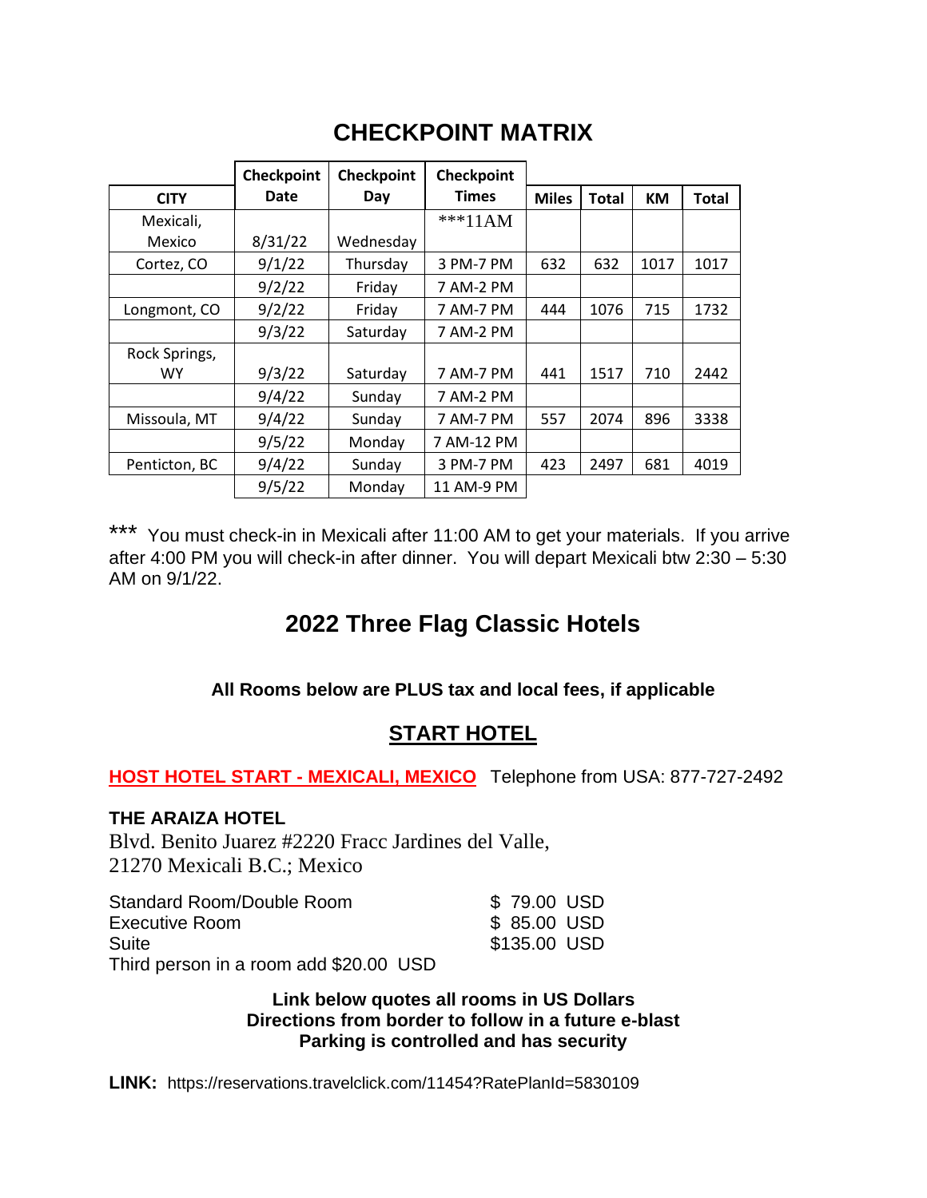# CHECKPOINT MATRIX

| CITY | Checkpoint Date | Checkpoint Day | Checkpoint Times | Miles | Total | KM | Total |
|---|---|---|---|---|---|---|---|
| Mexicali, Mexico | 8/31/22 | Wednesday | ***11AM | | | | |
| Cortez, CO | 9/1/22 | Thursday | 3 PM-7 PM | 632 | 632 | 1017 | 1017 |
| | 9/2/22 | Friday | 7 AM-2 PM | | | | |
| Longmont, CO | 9/2/22 | Friday | 7 AM-7 PM | 444 | 1076 | 715 | 1732 |
| | 9/3/22 | Saturday | 7 AM-2 PM | | | | |
| Rock Springs, WY | 9/3/22 | Saturday | 7 AM-7 PM | 441 | 1517 | 710 | 2442 |
| | 9/4/22 | Sunday | 7 AM-2 PM | | | | |
| Missoula, MT | 9/4/22 | Sunday | 7 AM-7 PM | 557 | 2074 | 896 | 3338 |
| | 9/5/22 | Monday | 7 AM-12 PM | | | | |
| Penticton, BC | 9/4/22 | Sunday | 3 PM-7 PM | 423 | 2497 | 681 | 4019 |
| | 9/5/22 | Monday | 11 AM-9 PM | | | | |

*** You must check-in in Mexicali after 11:00 AM to get your materials. If you arrive after 4:00 PM you will check-in after dinner. You will depart Mexicali btw 2:30 – 5:30 AM on 9/1/22.

# 2022 Three Flag Classic Hotels

**All Rooms below are PLUS tax and local fees, if applicable**

## START HOTEL

**HOST HOTEL START - MEXICALI, MEXICO** Telephone from USA: 877-727-2492

**THE ARAIZA HOTEL**
Blvd. Benito Juarez #2220 Fracc Jardines del Valle,
21270 Mexicali B.C.; Mexico

| | |
|---|---|
| Standard Room/Double Room | $ 79.00 USD |
| Executive Room | $ 85.00 USD |
| Suite | $135.00 USD |

Third person in a room add $20.00 USD

**Link below quotes all rooms in US Dollars**
**Directions from border to follow in a future e-blast**
**Parking is controlled and has security**

**LINK:** https://reservations.travelclick.com/11454?RatePlanId=5830109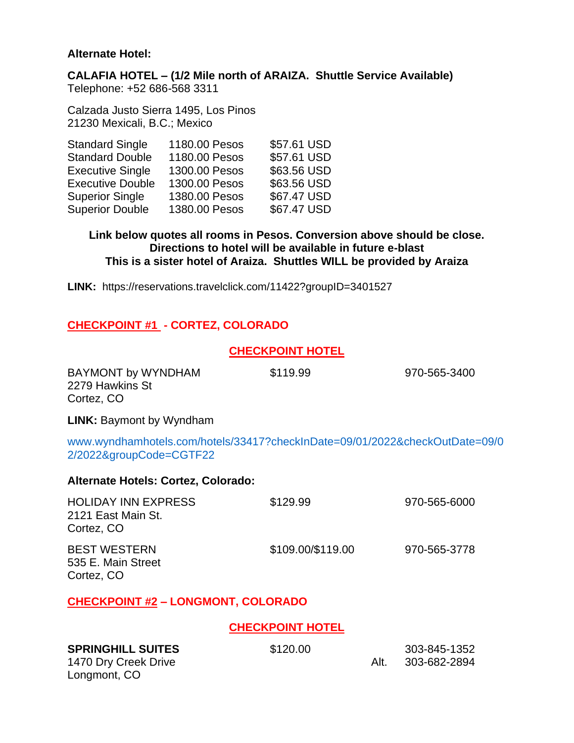**Alternate Hotel:**

**CALAFIA HOTEL – (1/2 Mile north of ARAIZA. Shuttle Service Available)**
Telephone: +52 686-568 3311

Calzada Justo Sierra 1495, Los Pinos
21230 Mexicali, B.C.; Mexico

| | | |
|---|---|---|
| Standard Single | 1180.00 Pesos | $57.61 USD |
| Standard Double | 1180.00 Pesos | $57.61 USD |
| Executive Single | 1300.00 Pesos | $63.56 USD |
| Executive Double | 1300.00 Pesos | $63.56 USD |
| Superior Single | 1380.00 Pesos | $67.47 USD |
| Superior Double | 1380.00 Pesos | $67.47 USD |

**Link below quotes all rooms in Pesos. Conversion above should be close.**
**Directions to hotel will be available in future e-blast**
**This is a sister hotel of Araiza. Shuttles WILL be provided by Araiza**

**LINK:** https://reservations.travelclick.com/11422?groupID=3401527

## CHECKPOINT #1 - CORTEZ, COLORADO

### CHECKPOINT HOTEL

| | | |
|---|---|---|
| BAYMONT by WYNDHAM<br>2279 Hawkins St<br>Cortez, CO | $119.99 | 970-565-3400 |

**LINK:** Baymont by Wyndham

www.wyndhamhotels.com/hotels/33417?checkInDate=09/01/2022&checkOutDate=09/02/2022&groupCode=CGTF22

**Alternate Hotels: Cortez, Colorado:**

| | | |
|---|---|---|
| HOLIDAY INN EXPRESS<br>2121 East Main St.<br>Cortez, CO | $129.99 | 970-565-6000 |
| BEST WESTERN<br>535 E. Main Street<br>Cortez, CO | $109.00/$119.00 | 970-565-3778 |

## CHECKPOINT #2 – LONGMONT, COLORADO

### CHECKPOINT HOTEL

| | | |
|---|---|---|
| **SPRINGHILL SUITES**<br>1470 Dry Creek Drive<br>Longmont, CO | $120.00 | 303-845-1352<br>Alt. 303-682-2894 |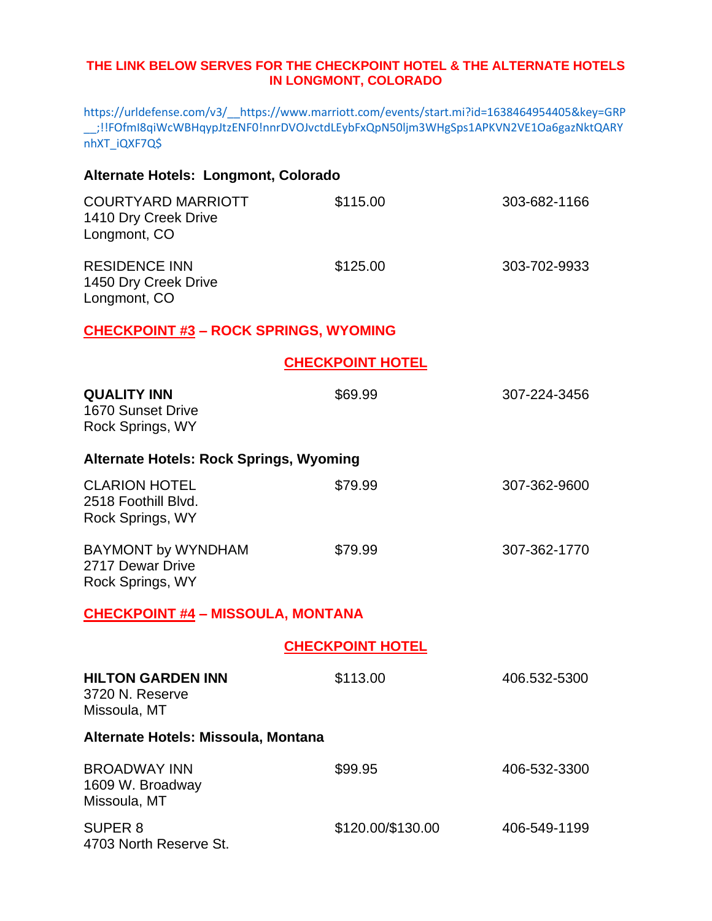**THE LINK BELOW SERVES FOR THE CHECKPOINT HOTEL & THE ALTERNATE HOTELS IN LONGMONT, COLORADO**

https://urldefense.com/v3/__https://www.marriott.com/events/start.mi?id=1638464954405&key=GRP__;!!FOfmI8qiWcWBHqypJtzENF0!nnrDVOJvctdLEybFxQpN50ljm3WHgSps1APKVN2VE1Oa6gazNktQARYnhXT_iQXF7Q$

**Alternate Hotels: Longmont, Colorado**

| | | |
|---|---|---|
| COURTYARD MARRIOTT<br>1410 Dry Creek Drive<br>Longmont, CO | $115.00 | 303-682-1166 |
| RESIDENCE INN<br>1450 Dry Creek Drive<br>Longmont, CO | $125.00 | 303-702-9933 |

## CHECKPOINT #3 – ROCK SPRINGS, WYOMING

### CHECKPOINT HOTEL

| | | |
|---|---|---|
| **QUALITY INN**<br>1670 Sunset Drive<br>Rock Springs, WY | $69.99 | 307-224-3456 |

**Alternate Hotels: Rock Springs, Wyoming**

| | | |
|---|---|---|
| CLARION HOTEL<br>2518 Foothill Blvd.<br>Rock Springs, WY | $79.99 | 307-362-9600 |
| BAYMONT by WYNDHAM<br>2717 Dewar Drive<br>Rock Springs, WY | $79.99 | 307-362-1770 |

## CHECKPOINT #4 – MISSOULA, MONTANA

### CHECKPOINT HOTEL

| | | |
|---|---|---|
| **HILTON GARDEN INN**<br>3720 N. Reserve<br>Missoula, MT | $113.00 | 406.532-5300 |

**Alternate Hotels: Missoula, Montana**

| | | |
|---|---|---|
| BROADWAY INN<br>1609 W. Broadway<br>Missoula, MT | $99.95 | 406-532-3300 |
| SUPER 8<br>4703 North Reserve St. | $120.00/$130.00 | 406-549-1199 |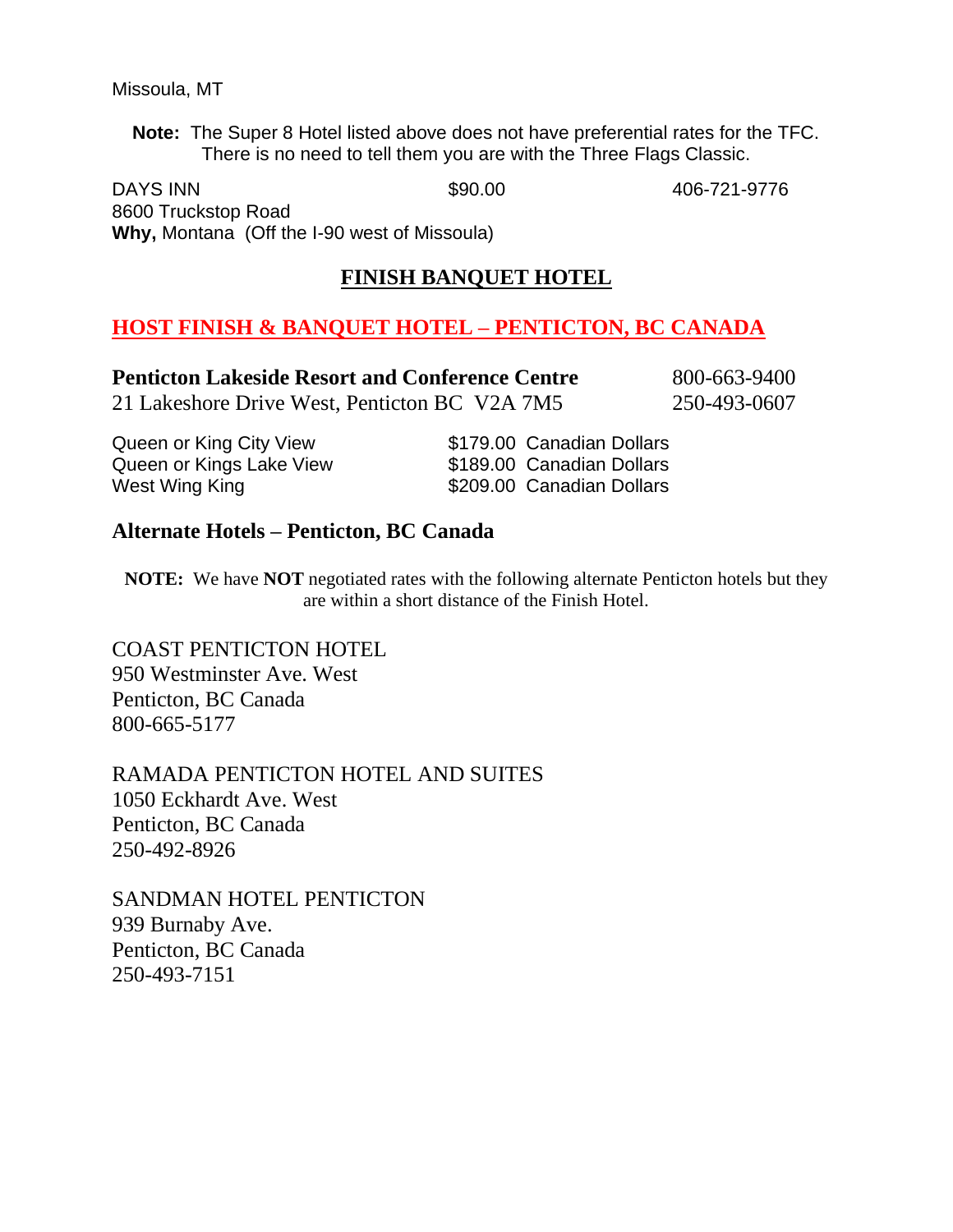Missoula, MT

**Note:** The Super 8 Hotel listed above does not have preferential rates for the TFC. There is no need to tell them you are with the Three Flags Classic.

| | | |
|---|---|---|
| DAYS INN | $90.00 | 406-721-9776 |
| 8600 Truckstop Road | | |
| **Why,** Montana (Off the I-90 west of Missoula) | | |

## FINISH BANQUET HOTEL

## HOST FINISH & BANQUET HOTEL – PENTICTON, BC CANADA

**Penticton Lakeside Resort and Conference Centre** 800-663-9400
21 Lakeshore Drive West, Penticton BC V2A 7M5 250-493-0607

| | |
|---|---|
| Queen or King City View | $179.00 Canadian Dollars |
| Queen or Kings Lake View | $189.00 Canadian Dollars |
| West Wing King | $209.00 Canadian Dollars |

### Alternate Hotels – Penticton, BC Canada

**NOTE:** We have **NOT** negotiated rates with the following alternate Penticton hotels but they are within a short distance of the Finish Hotel.

COAST PENTICTON HOTEL
950 Westminster Ave. West
Penticton, BC Canada
800-665-5177

RAMADA PENTICTON HOTEL AND SUITES
1050 Eckhardt Ave. West
Penticton, BC Canada
250-492-8926

SANDMAN HOTEL PENTICTON
939 Burnaby Ave.
Penticton, BC Canada
250-493-7151